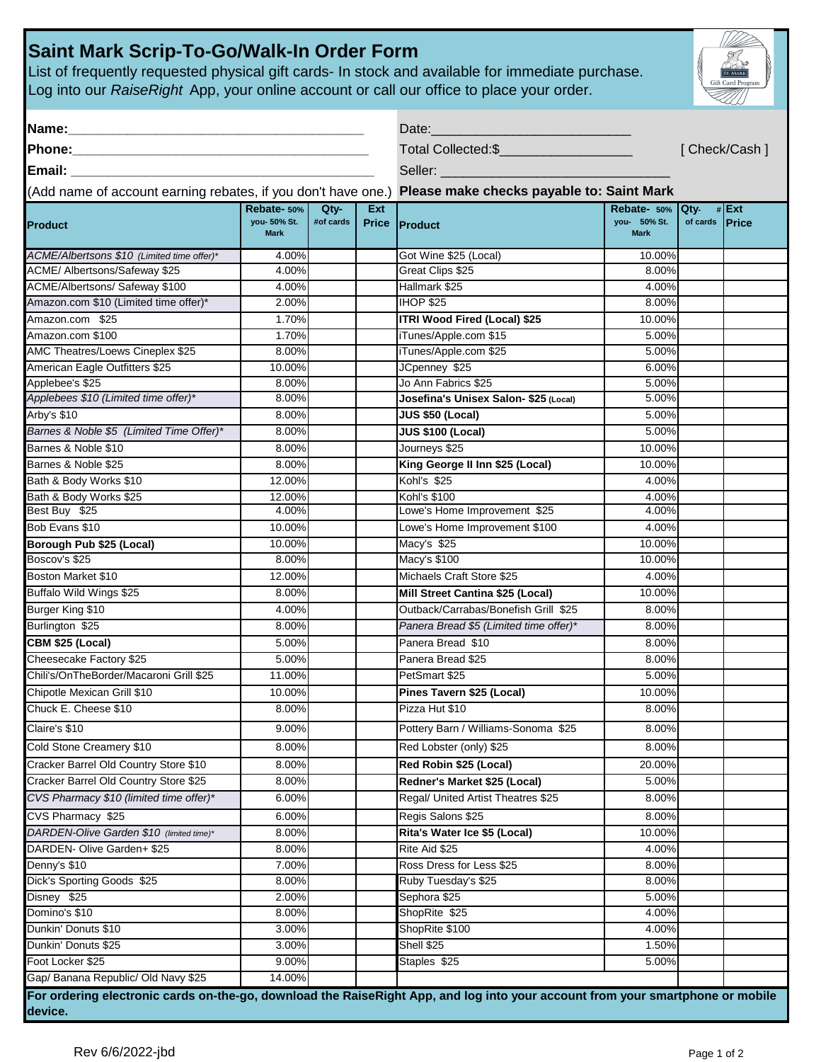# Saint Mark Scrip-To-Go/Walk-In Order Form

List of frequently requested physical gift cards- In stock and available for immediate purchase.
Log into our *RaiseRight* App, your online account or call our office to place your order.

**Name:**___________________________________ Date:_________________________

**Phone:**___________________________________ Total Collected:$_________________ [ Check/Cash ]

**Email:** ___________________________________ Seller: ____________________________

(Add name of account earning rebates, if you don't have one.) **Please make checks payable to: Saint Mark**

| Product | Rebate- 50% you- 50% St. Mark | Qty- #of cards | Ext Price | Product | Rebate- 50% you- 50% St. Mark | Qty- # of cards | Ext Price |
|---|---|---|---|---|---|---|---|
| *ACME/Albertsons $10 (Limited time offer)** | 4.00% | | | Got Wine $25 (Local) | 10.00% | | |
| ACME/ Albertsons/Safeway $25 | 4.00% | | | Great Clips $25 | 8.00% | | |
| ACME/Albertsons/ Safeway $100 | 4.00% | | | Hallmark $25 | 4.00% | | |
| Amazon.com $10 (Limited time offer)* | 2.00% | | | IHOP $25 | 8.00% | | |
| Amazon.com $25 | 1.70% | | | **ITRI Wood Fired (Local) $25** | 10.00% | | |
| Amazon.com $100 | 1.70% | | | iTunes/Apple.com $15 | 5.00% | | |
| AMC Theatres/Loews Cineplex $25 | 8.00% | | | iTunes/Apple.com $25 | 5.00% | | |
| American Eagle Outfitters $25 | 10.00% | | | JCpenney $25 | 6.00% | | |
| Applebee's $25 | 8.00% | | | Jo Ann Fabrics $25 | 5.00% | | |
| *Applebees $10 (Limited time offer)** | 8.00% | | | **Josefina's Unisex Salon- $25 (Local)** | 5.00% | | |
| Arby's $10 | 8.00% | | | **JUS $50 (Local)** | 5.00% | | |
| *Barnes & Noble $5 (Limited Time Offer)** | 8.00% | | | **JUS $100 (Local)** | 5.00% | | |
| Barnes & Noble $10 | 8.00% | | | Journeys $25 | 10.00% | | |
| Barnes & Noble $25 | 8.00% | | | **King George II Inn $25 (Local)** | 10.00% | | |
| Bath & Body Works $10 | 12.00% | | | Kohl's $25 | 4.00% | | |
| Bath & Body Works $25 | 12.00% | | | Kohl's $100 | 4.00% | | |
| Best Buy $25 | 4.00% | | | Lowe's Home Improvement $25 | 4.00% | | |
| Bob Evans $10 | 10.00% | | | Lowe's Home Improvement $100 | 4.00% | | |
| **Borough Pub $25 (Local)** | 10.00% | | | Macy's $25 | 10.00% | | |
| Boscov's $25 | 8.00% | | | Macy's $100 | 10.00% | | |
| Boston Market $10 | 12.00% | | | Michaels Craft Store $25 | 4.00% | | |
| Buffalo Wild Wings $25 | 8.00% | | | **Mill Street Cantina $25 (Local)** | 10.00% | | |
| Burger King $10 | 4.00% | | | Outback/Carrabas/Bonefish Grill $25 | 8.00% | | |
| Burlington $25 | 8.00% | | | *Panera Bread $5 (Limited time offer)** | 8.00% | | |
| **CBM $25 (Local)** | 5.00% | | | Panera Bread $10 | 8.00% | | |
| Cheesecake Factory $25 | 5.00% | | | Panera Bread $25 | 8.00% | | |
| Chili's/OnTheBorder/Macaroni Grill $25 | 11.00% | | | PetSmart $25 | 5.00% | | |
| Chipotle Mexican Grill $10 | 10.00% | | | **Pines Tavern $25 (Local)** | 10.00% | | |
| Chuck E. Cheese $10 | 8.00% | | | Pizza Hut $10 | 8.00% | | |
| Claire's $10 | 9.00% | | | Pottery Barn / Williams-Sonoma $25 | 8.00% | | |
| Cold Stone Creamery $10 | 8.00% | | | Red Lobster (only) $25 | 8.00% | | |
| Cracker Barrel Old Country Store $10 | 8.00% | | | **Red Robin $25 (Local)** | 20.00% | | |
| Cracker Barrel Old Country Store $25 | 8.00% | | | **Redner's Market $25 (Local)** | 5.00% | | |
| *CVS Pharmacy $10 (limited time offer)** | 6.00% | | | Regal/ United Artist Theatres $25 | 8.00% | | |
| CVS Pharmacy $25 | 6.00% | | | Regis Salons $25 | 8.00% | | |
| *DARDEN-Olive Garden $10 (limited time)** | 8.00% | | | **Rita's Water Ice $5 (Local)** | 10.00% | | |
| DARDEN- Olive Garden+ $25 | 8.00% | | | Rite Aid $25 | 4.00% | | |
| Denny's $10 | 7.00% | | | Ross Dress for Less $25 | 8.00% | | |
| Dick's Sporting Goods $25 | 8.00% | | | Ruby Tuesday's $25 | 8.00% | | |
| Disney $25 | 2.00% | | | Sephora $25 | 5.00% | | |
| Domino's $10 | 8.00% | | | ShopRite $25 | 4.00% | | |
| Dunkin' Donuts $10 | 3.00% | | | ShopRite $100 | 4.00% | | |
| Dunkin' Donuts $25 | 3.00% | | | Shell $25 | 1.50% | | |
| Foot Locker $25 | 9.00% | | | Staples $25 | 5.00% | | |
| Gap/ Banana Republic/ Old Navy $25 | 14.00% | | | | | | |

**For ordering electronic cards on-the-go, download the RaiseRight App, and log into your account from your smartphone or mobile device.**

Rev 6/6/2022-jbd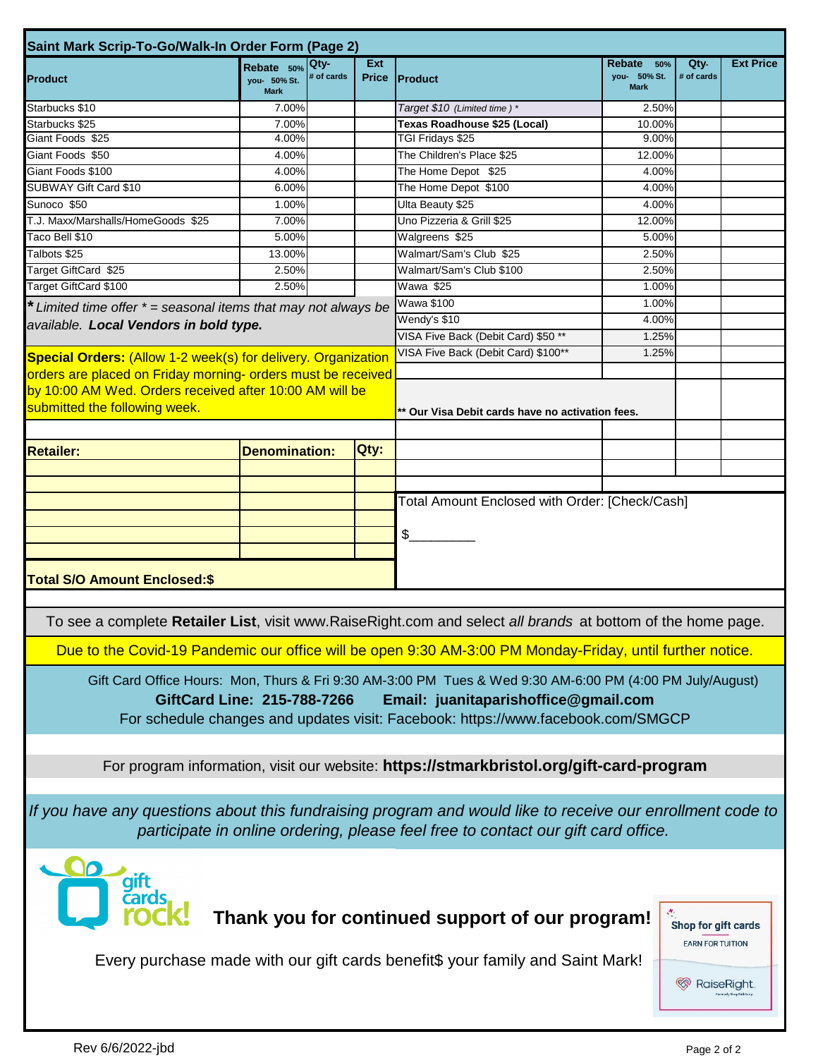## Saint Mark Scrip-To-Go/Walk-In Order Form (Page 2)

| Product | Rebate 50% you- 50% St. Mark | Qty- # of cards | Ext Price | Product | Rebate 50% you- 50% St. Mark | Qty- # of cards | Ext Price |
|---|---|---|---|---|---|---|---|
| Starbucks $10 | 7.00% | | | *Target $10 (Limited time ) ** | 2.50% | | |
| Starbucks $25 | 7.00% | | | **Texas Roadhouse $25 (Local)** | 10.00% | | |
| Giant Foods $25 | 4.00% | | | TGI Fridays $25 | 9.00% | | |
| Giant Foods $50 | 4.00% | | | The Children's Place $25 | 12.00% | | |
| Giant Foods $100 | 4.00% | | | The Home Depot $25 | 4.00% | | |
| SUBWAY Gift Card $10 | 6.00% | | | The Home Depot $100 | 4.00% | | |
| Sunoco $50 | 1.00% | | | Ulta Beauty $25 | 4.00% | | |
| T.J. Maxx/Marshalls/HomeGoods $25 | 7.00% | | | Uno Pizzeria & Grill $25 | 12.00% | | |
| Taco Bell $10 | 5.00% | | | Walgreens $25 | 5.00% | | |
| Talbots $25 | 13.00% | | | Walmart/Sam's Club $25 | 2.50% | | |
| Target GiftCard $25 | 2.50% | | | Walmart/Sam's Club $100 | 2.50% | | |
| Target GiftCard $100 | 2.50% | | | Wawa $25 | 1.00% | | |
| | | | | Wawa $100 | 1.00% | | |
| | | | | Wendy's $10 | 4.00% | | |
| | | | | VISA Five Back (Debit Card) $50 ** | 1.25% | | |
| | | | | VISA Five Back (Debit Card) $100** | 1.25% | | |

*** Limited time offer * = seasonal items that may not always be available. Local Vendors in bold type.***

**Special Orders:** (Allow 1-2 week(s) for delivery. Organization orders are placed on Friday morning- orders must be received by 10:00 AM Wed. Orders received after 10:00 AM will be submitted the following week.

**** Our Visa Debit cards have no activation fees.**

| Retailer: | Denomination: | Qty: |
|---|---|---|
| | | |
| | | |
| | | |
| | | |
| | | |
| | | |

**Total S/O Amount Enclosed:$**

Total Amount Enclosed with Order: [Check/Cash]

$_________

To see a complete **Retailer List**, visit www.RaiseRight.com and select *all brands* at bottom of the home page.

Due to the Covid-19 Pandemic our office will be open 9:30 AM-3:00 PM Monday-Friday, until further notice.

Gift Card Office Hours: Mon, Thurs & Fri 9:30 AM-3:00 PM Tues & Wed 9:30 AM-6:00 PM (4:00 PM July/August)

**GiftCard Line: 215-788-7266 Email: juanitaparishoffice@gmail.com**

For schedule changes and updates visit: Facebook: https://www.facebook.com/SMGCP

For program information, visit our website: **https://stmarkbristol.org/gift-card-program**

*If you have any questions about this fundraising program and would like to receive our enrollment code to participate in online ordering, please feel free to contact our gift card office.*

gift cards rock!

**Thank you for continued support of our program!**

Every purchase made with our gift cards benefit$ your family and Saint Mark!

Shop for gift cards
EARN FOR TUITION
RaiseRight

Rev 6/6/2022-jbd